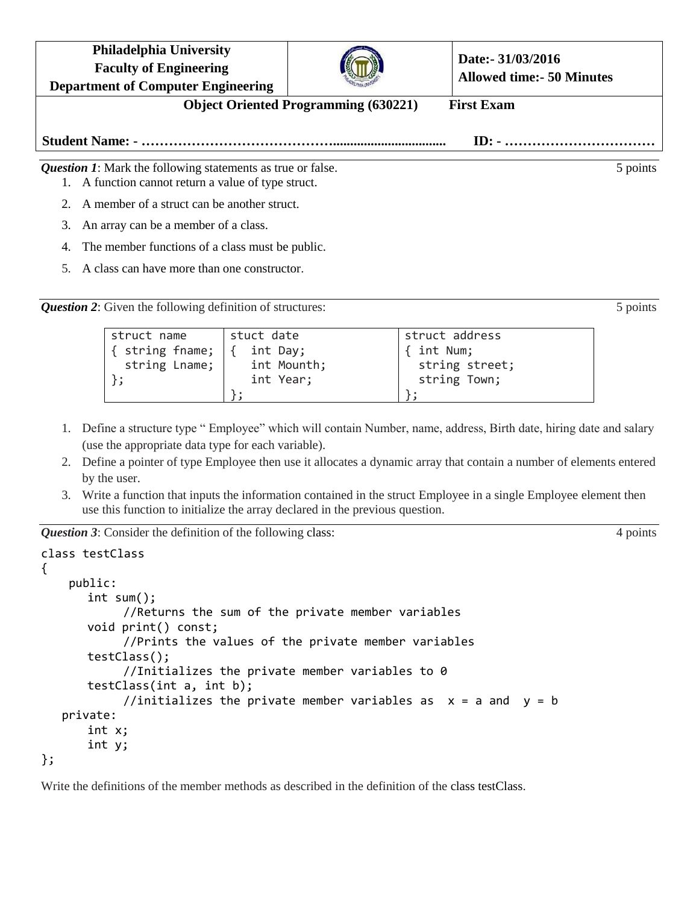| Philadelphia University<br>Faculty of Engineering<br>Department of Computer Engineering | | Date:- 31/03/2016<br>Allowed time:- 50 Minutes |
|---|---|---|

**Object Oriented Programming (630221)** **First Exam**

**Student Name: - …………………………………................................. ID: - ……………………………**

***Question 1***: Mark the following statements as true or false. 5 points

1. A function cannot return a value of type struct.
2. A member of a struct can be another struct.
3. An array can be a member of a class.
4. The member functions of a class must be public.
5. A class can have more than one constructor.

***Question 2***: Given the following definition of structures: 5 points

```
struct name          stuct date            struct address
{ string fname;      {  int Day;           { int Num;
  string Lname;         int Mounth;          string street;
};                      int Year;            string Town;
                     };                    };
```

1. Define a structure type " Employee" which will contain Number, name, address, Birth date, hiring date and salary (use the appropriate data type for each variable).
2. Define a pointer of type Employee then use it allocates a dynamic array that contain a number of elements entered by the user.
3. Write a function that inputs the information contained in the struct Employee in a single Employee element then use this function to initialize the array declared in the previous question.

***Question 3***: Consider the definition of the following class: 4 points

```
class testClass
{
    public:
       int sum();
            //Returns the sum of the private member variables
       void print() const;
            //Prints the values of the private member variables
       testClass();
            //Initializes the private member variables to 0
       testClass(int a, int b);
            //initializes the private member variables as  x = a and  y = b
   private:
       int x;
       int y;
};
```

Write the definitions of the member methods as described in the definition of the class testClass.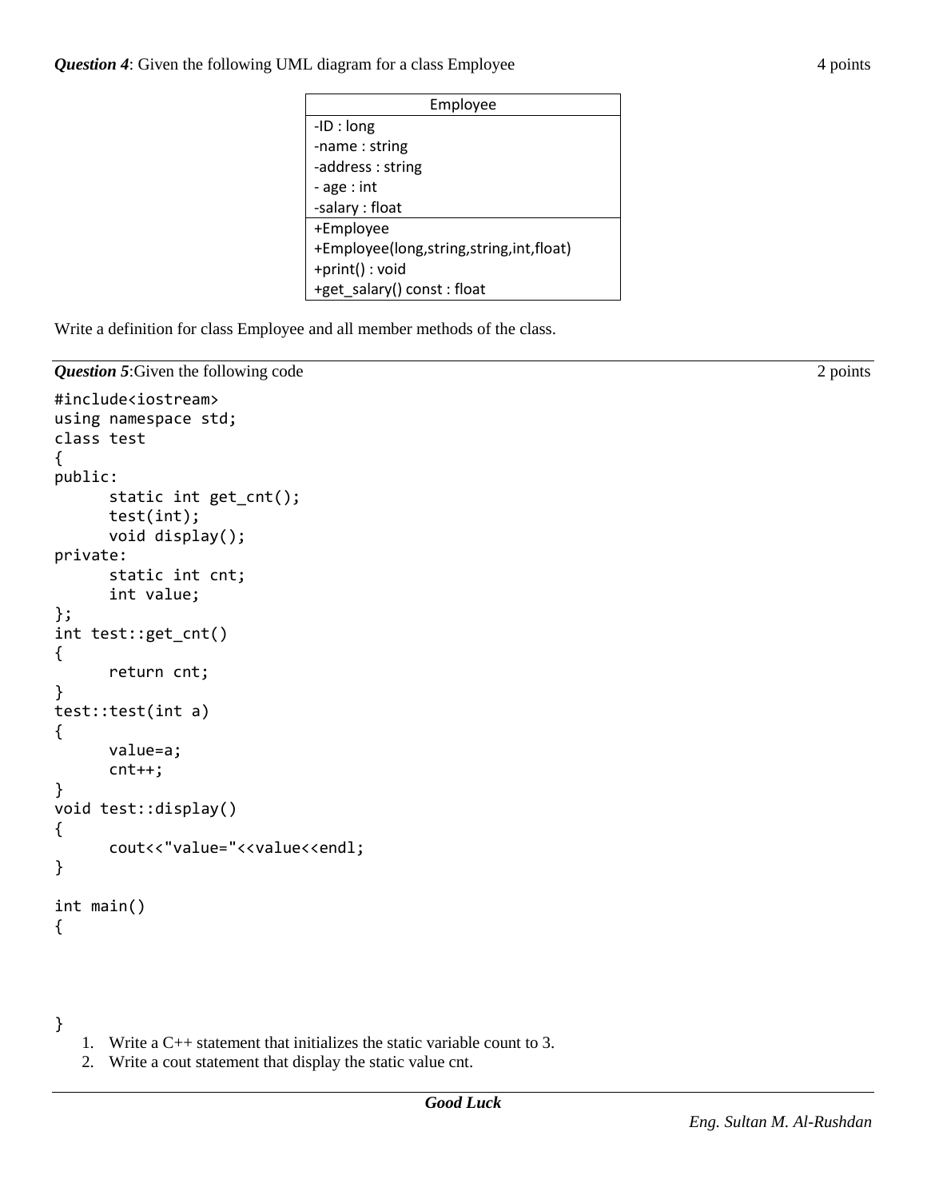***Question 4***: Given the following UML diagram for a class Employee 4 points

| Employee |
| --- |
| -ID : long<br>-name : string<br>-address : string<br>- age : int<br>-salary : float |
| +Employee<br>+Employee(long,string,string,int,float)<br>+print() : void<br>+get_salary() const : float |

Write a definition for class Employee and all member methods of the class.

---

***Question 5***:Given the following code 2 points

```
#include<iostream>
using namespace std;
class test
{
public:
      static int get_cnt();
      test(int);
      void display();
private:
      static int cnt;
      int value;
};
int test::get_cnt()
{
      return cnt;
}
test::test(int a)
{
      value=a;
      cnt++;
}
void test::display()
{
      cout<<"value="<<value<<endl;
}

int main()
{




}
```

1. Write a C++ statement that initializes the static variable count to 3.
2. Write a cout statement that display the static value cnt.

---

***Good Luck***

*Eng. Sultan M. Al-Rushdan*